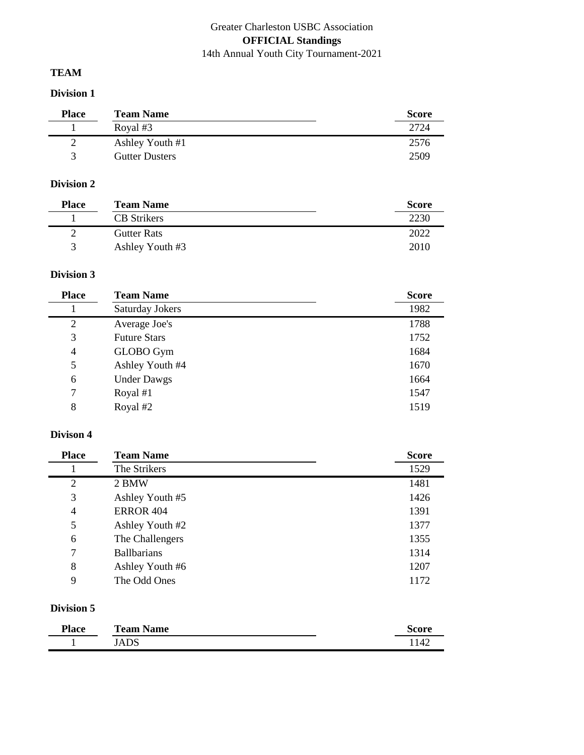Greater Charleston USBC Association

**OFFICIAL Standings**

14th Annual Youth City Tournament-2021

**TEAM**

**Division 1**

| Place | Team Name | Score |
|---|---|---|
| 1 | Royal #3 | 2724 |
| 2 | Ashley Youth #1 | 2576 |
| 3 | Gutter Dusters | 2509 |

**Division 2**

| Place | Team Name | Score |
|---|---|---|
| 1 | CB Strikers | 2230 |
| 2 | Gutter Rats | 2022 |
| 3 | Ashley Youth #3 | 2010 |

**Division 3**

| Place | Team Name | Score |
|---|---|---|
| 1 | Saturday Jokers | 1982 |
| 2 | Average Joe's | 1788 |
| 3 | Future Stars | 1752 |
| 4 | GLOBO Gym | 1684 |
| 5 | Ashley Youth #4 | 1670 |
| 6 | Under Dawgs | 1664 |
| 7 | Royal #1 | 1547 |
| 8 | Royal #2 | 1519 |

**Divison 4**

| Place | Team Name | Score |
|---|---|---|
| 1 | The Strikers | 1529 |
| 2 | 2 BMW | 1481 |
| 3 | Ashley Youth #5 | 1426 |
| 4 | ERROR 404 | 1391 |
| 5 | Ashley Youth #2 | 1377 |
| 6 | The Challengers | 1355 |
| 7 | Ballbarians | 1314 |
| 8 | Ashley Youth #6 | 1207 |
| 9 | The Odd Ones | 1172 |

**Division 5**

| Place | Team Name | Score |
|---|---|---|
| 1 | JADS | 1142 |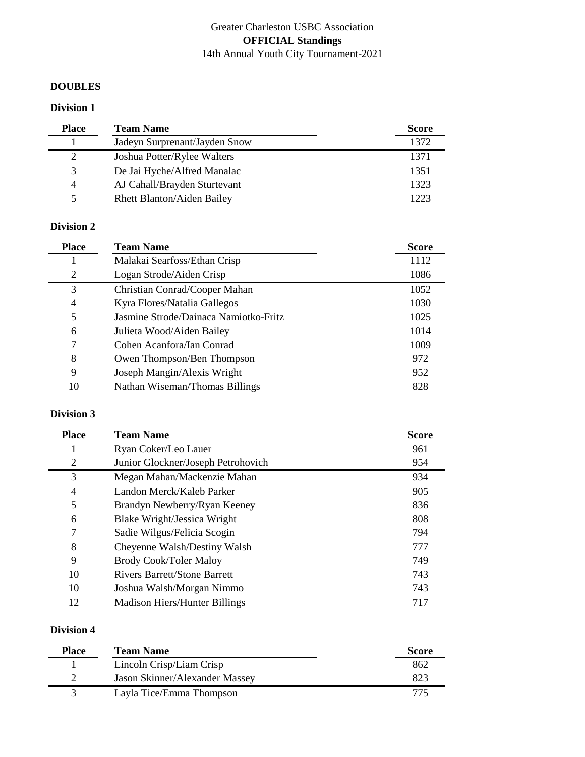Greater Charleston USBC Association
**OFFICIAL Standings**
14th Annual Youth City Tournament-2021

**DOUBLES**

**Division 1**

| Place | Team Name | Score |
|---|---|---|
| 1 | Jadeyn Surprenant/Jayden Snow | 1372 |
| 2 | Joshua Potter/Rylee Walters | 1371 |
| 3 | De Jai Hyche/Alfred Manalac | 1351 |
| 4 | AJ Cahall/Brayden Sturtevant | 1323 |
| 5 | Rhett Blanton/Aiden Bailey | 1223 |

**Division 2**

| Place | Team Name | Score |
|---|---|---|
| 1 | Malakai Searfoss/Ethan Crisp | 1112 |
| 2 | Logan Strode/Aiden Crisp | 1086 |
| 3 | Christian Conrad/Cooper Mahan | 1052 |
| 4 | Kyra Flores/Natalia Gallegos | 1030 |
| 5 | Jasmine Strode/Dainaca Namiotko-Fritz | 1025 |
| 6 | Julieta Wood/Aiden Bailey | 1014 |
| 7 | Cohen Acanfora/Ian Conrad | 1009 |
| 8 | Owen Thompson/Ben Thompson | 972 |
| 9 | Joseph Mangin/Alexis Wright | 952 |
| 10 | Nathan Wiseman/Thomas Billings | 828 |

**Division 3**

| Place | Team Name | Score |
|---|---|---|
| 1 | Ryan Coker/Leo Lauer | 961 |
| 2 | Junior Glockner/Joseph Petrohovich | 954 |
| 3 | Megan Mahan/Mackenzie Mahan | 934 |
| 4 | Landon Merck/Kaleb Parker | 905 |
| 5 | Brandyn Newberry/Ryan Keeney | 836 |
| 6 | Blake Wright/Jessica Wright | 808 |
| 7 | Sadie Wilgus/Felicia Scogin | 794 |
| 8 | Cheyenne Walsh/Destiny Walsh | 777 |
| 9 | Brody Cook/Toler Maloy | 749 |
| 10 | Rivers Barrett/Stone Barrett | 743 |
| 10 | Joshua Walsh/Morgan Nimmo | 743 |
| 12 | Madison Hiers/Hunter Billings | 717 |

**Division 4**

| Place | Team Name | Score |
|---|---|---|
| 1 | Lincoln Crisp/Liam Crisp | 862 |
| 2 | Jason Skinner/Alexander Massey | 823 |
| 3 | Layla Tice/Emma Thompson | 775 |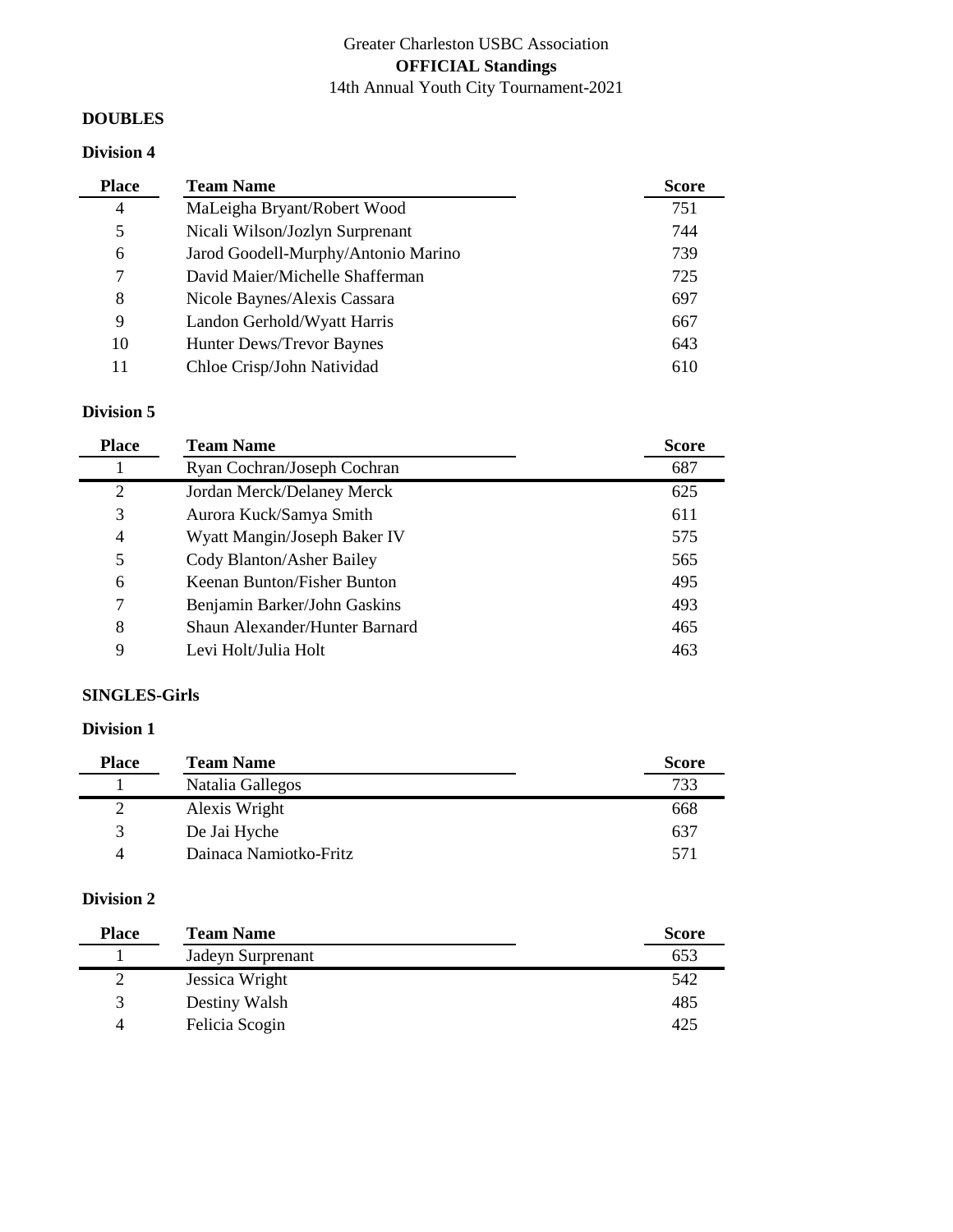Greater Charleston USBC Association

**OFFICIAL Standings**

14th Annual Youth City Tournament-2021

**DOUBLES**

**Division 4**

| Place | Team Name | Score |
|---|---|---|
| 4 | MaLeigha Bryant/Robert Wood | 751 |
| 5 | Nicali Wilson/Jozlyn Surprenant | 744 |
| 6 | Jarod Goodell-Murphy/Antonio Marino | 739 |
| 7 | David Maier/Michelle Shafferman | 725 |
| 8 | Nicole Baynes/Alexis Cassara | 697 |
| 9 | Landon Gerhold/Wyatt Harris | 667 |
| 10 | Hunter Dews/Trevor Baynes | 643 |
| 11 | Chloe Crisp/John Natividad | 610 |

**Division 5**

| Place | Team Name | Score |
|---|---|---|
| 1 | Ryan Cochran/Joseph Cochran | 687 |
| 2 | Jordan Merck/Delaney Merck | 625 |
| 3 | Aurora Kuck/Samya Smith | 611 |
| 4 | Wyatt Mangin/Joseph Baker IV | 575 |
| 5 | Cody Blanton/Asher Bailey | 565 |
| 6 | Keenan Bunton/Fisher Bunton | 495 |
| 7 | Benjamin Barker/John Gaskins | 493 |
| 8 | Shaun Alexander/Hunter Barnard | 465 |
| 9 | Levi Holt/Julia Holt | 463 |

**SINGLES-Girls**

**Division 1**

| Place | Team Name | Score |
|---|---|---|
| 1 | Natalia Gallegos | 733 |
| 2 | Alexis Wright | 668 |
| 3 | De Jai Hyche | 637 |
| 4 | Dainaca Namiotko-Fritz | 571 |

**Division 2**

| Place | Team Name | Score |
|---|---|---|
| 1 | Jadeyn Surprenant | 653 |
| 2 | Jessica Wright | 542 |
| 3 | Destiny Walsh | 485 |
| 4 | Felicia Scogin | 425 |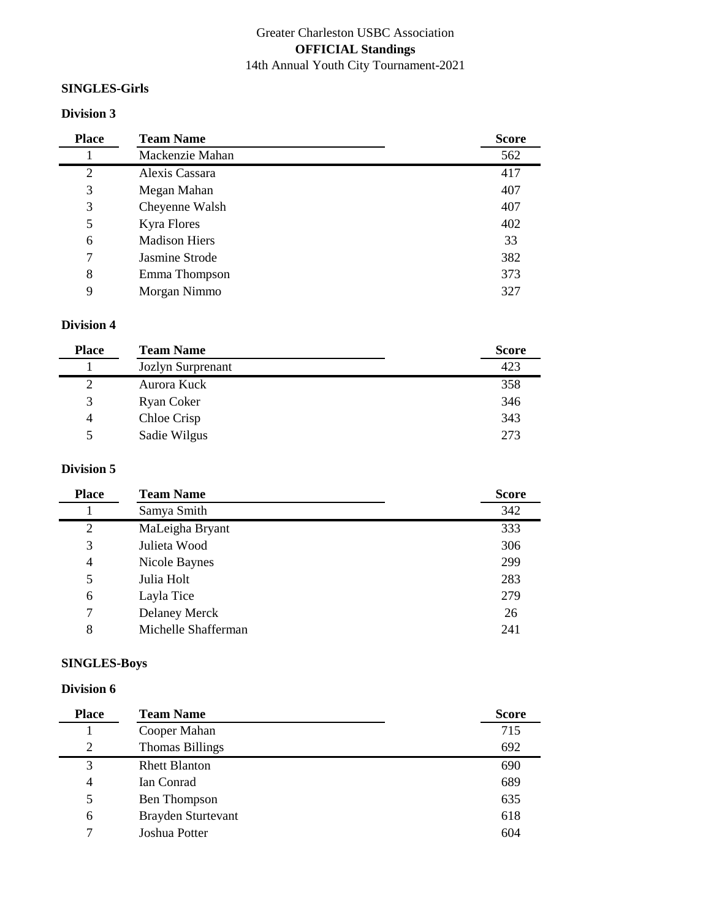Greater Charleston USBC Association

**OFFICIAL Standings**

14th Annual Youth City Tournament-2021

**SINGLES-Girls**

**Division 3**

| Place | Team Name | Score |
|---|---|---|
| 1 | Mackenzie Mahan | 562 |
| 2 | Alexis Cassara | 417 |
| 3 | Megan Mahan | 407 |
| 3 | Cheyenne Walsh | 407 |
| 5 | Kyra Flores | 402 |
| 6 | Madison Hiers | 33 |
| 7 | Jasmine Strode | 382 |
| 8 | Emma Thompson | 373 |
| 9 | Morgan Nimmo | 327 |

**Division 4**

| Place | Team Name | Score |
|---|---|---|
| 1 | Jozlyn Surprenant | 423 |
| 2 | Aurora Kuck | 358 |
| 3 | Ryan Coker | 346 |
| 4 | Chloe Crisp | 343 |
| 5 | Sadie Wilgus | 273 |

**Division 5**

| Place | Team Name | Score |
|---|---|---|
| 1 | Samya Smith | 342 |
| 2 | MaLeigha Bryant | 333 |
| 3 | Julieta Wood | 306 |
| 4 | Nicole Baynes | 299 |
| 5 | Julia Holt | 283 |
| 6 | Layla Tice | 279 |
| 7 | Delaney Merck | 26 |
| 8 | Michelle Shafferman | 241 |

**SINGLES-Boys**

**Division 6**

| Place | Team Name | Score |
|---|---|---|
| 1 | Cooper Mahan | 715 |
| 2 | Thomas Billings | 692 |
| 3 | Rhett Blanton | 690 |
| 4 | Ian Conrad | 689 |
| 5 | Ben Thompson | 635 |
| 6 | Brayden Sturtevant | 618 |
| 7 | Joshua Potter | 604 |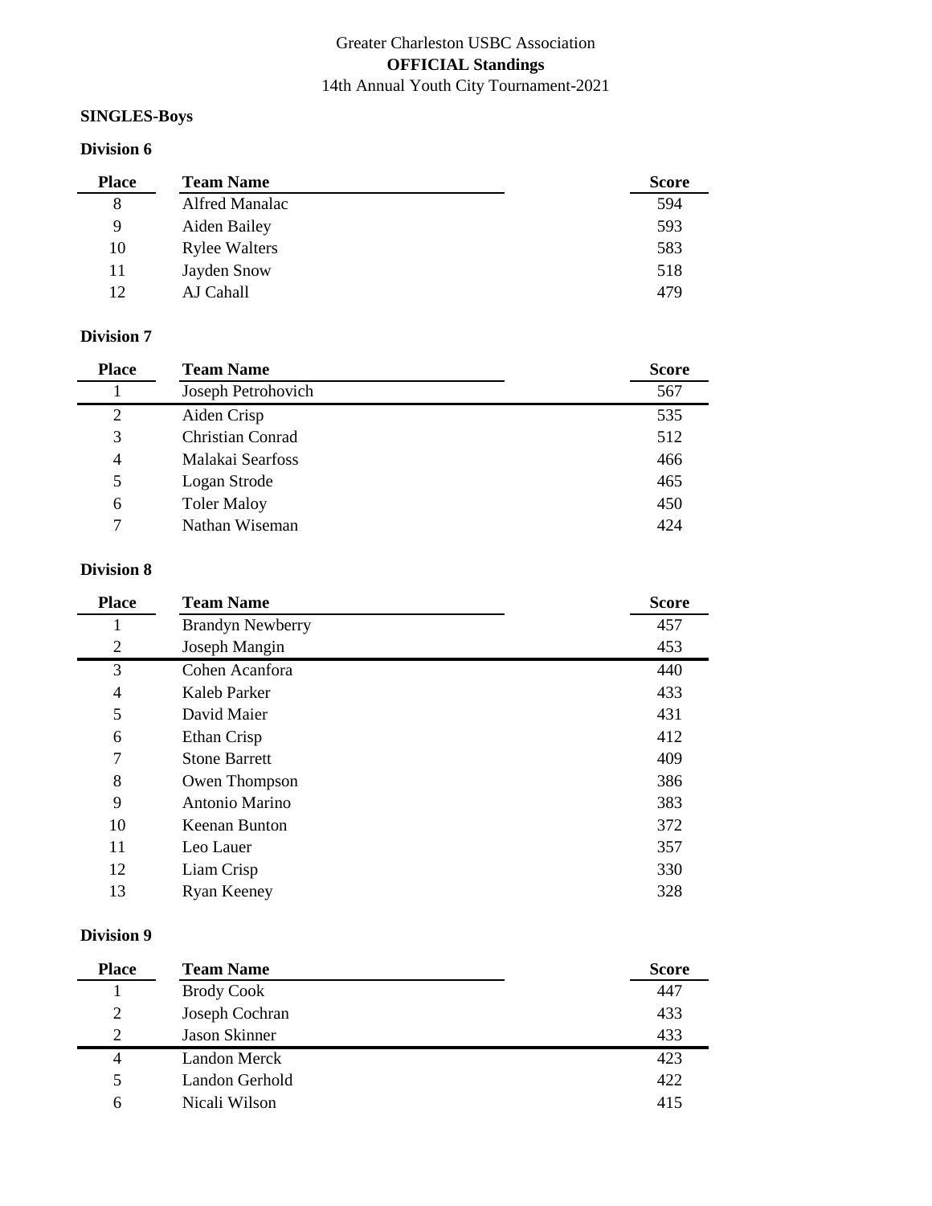Greater Charleston USBC Association
**OFFICIAL Standings**
14th Annual Youth City Tournament-2021

**SINGLES-Boys**

**Division 6**

| Place | Team Name | Score |
| --- | --- | --- |
| 8 | Alfred Manalac | 594 |
| 9 | Aiden Bailey | 593 |
| 10 | Rylee Walters | 583 |
| 11 | Jayden Snow | 518 |
| 12 | AJ Cahall | 479 |

**Division 7**

| Place | Team Name | Score |
| --- | --- | --- |
| 1 | Joseph Petrohovich | 567 |
| 2 | Aiden Crisp | 535 |
| 3 | Christian Conrad | 512 |
| 4 | Malakai Searfoss | 466 |
| 5 | Logan Strode | 465 |
| 6 | Toler Maloy | 450 |
| 7 | Nathan Wiseman | 424 |

**Division 8**

| Place | Team Name | Score |
| --- | --- | --- |
| 1 | Brandyn Newberry | 457 |
| 2 | Joseph Mangin | 453 |
| 3 | Cohen Acanfora | 440 |
| 4 | Kaleb Parker | 433 |
| 5 | David Maier | 431 |
| 6 | Ethan Crisp | 412 |
| 7 | Stone Barrett | 409 |
| 8 | Owen Thompson | 386 |
| 9 | Antonio Marino | 383 |
| 10 | Keenan Bunton | 372 |
| 11 | Leo Lauer | 357 |
| 12 | Liam Crisp | 330 |
| 13 | Ryan Keeney | 328 |

**Division 9**

| Place | Team Name | Score |
| --- | --- | --- |
| 1 | Brody Cook | 447 |
| 2 | Joseph Cochran | 433 |
| 2 | Jason Skinner | 433 |
| 4 | Landon Merck | 423 |
| 5 | Landon Gerhold | 422 |
| 6 | Nicali Wilson | 415 |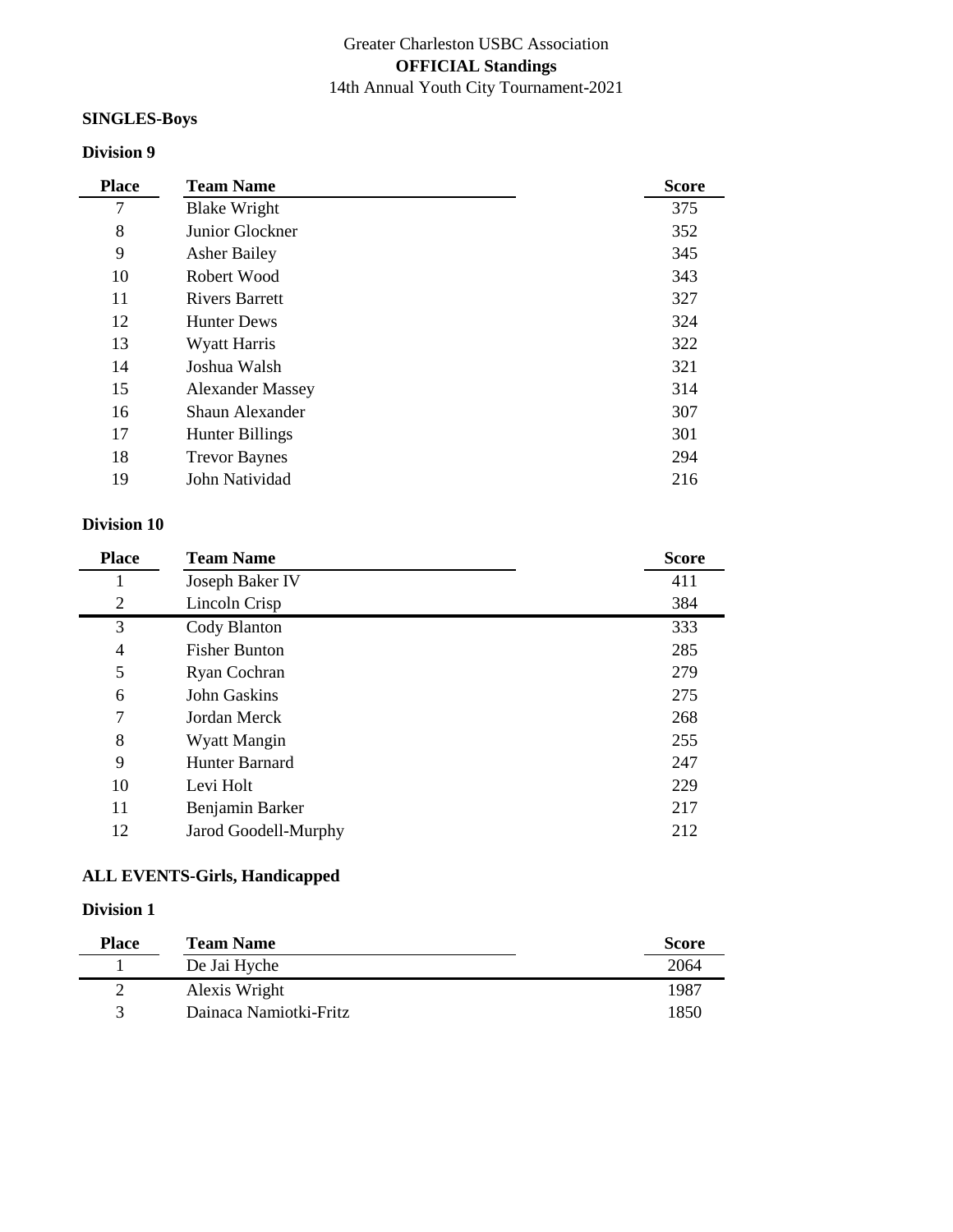Greater Charleston USBC Association
**OFFICIAL Standings**
14th Annual Youth City Tournament-2021

### SINGLES-Boys

#### Division 9

| Place | Team Name | Score |
|---|---|---|
| 7 | Blake Wright | 375 |
| 8 | Junior Glockner | 352 |
| 9 | Asher Bailey | 345 |
| 10 | Robert Wood | 343 |
| 11 | Rivers Barrett | 327 |
| 12 | Hunter Dews | 324 |
| 13 | Wyatt Harris | 322 |
| 14 | Joshua Walsh | 321 |
| 15 | Alexander Massey | 314 |
| 16 | Shaun Alexander | 307 |
| 17 | Hunter Billings | 301 |
| 18 | Trevor Baynes | 294 |
| 19 | John Natividad | 216 |

#### Division 10

| Place | Team Name | Score |
|---|---|---|
| 1 | Joseph Baker IV | 411 |
| 2 | Lincoln Crisp | 384 |
| 3 | Cody Blanton | 333 |
| 4 | Fisher Bunton | 285 |
| 5 | Ryan Cochran | 279 |
| 6 | John Gaskins | 275 |
| 7 | Jordan Merck | 268 |
| 8 | Wyatt Mangin | 255 |
| 9 | Hunter Barnard | 247 |
| 10 | Levi Holt | 229 |
| 11 | Benjamin Barker | 217 |
| 12 | Jarod Goodell-Murphy | 212 |

### ALL EVENTS-Girls, Handicapped

#### Division 1

| Place | Team Name | Score |
|---|---|---|
| 1 | De Jai Hyche | 2064 |
| 2 | Alexis Wright | 1987 |
| 3 | Dainaca Namiotki-Fritz | 1850 |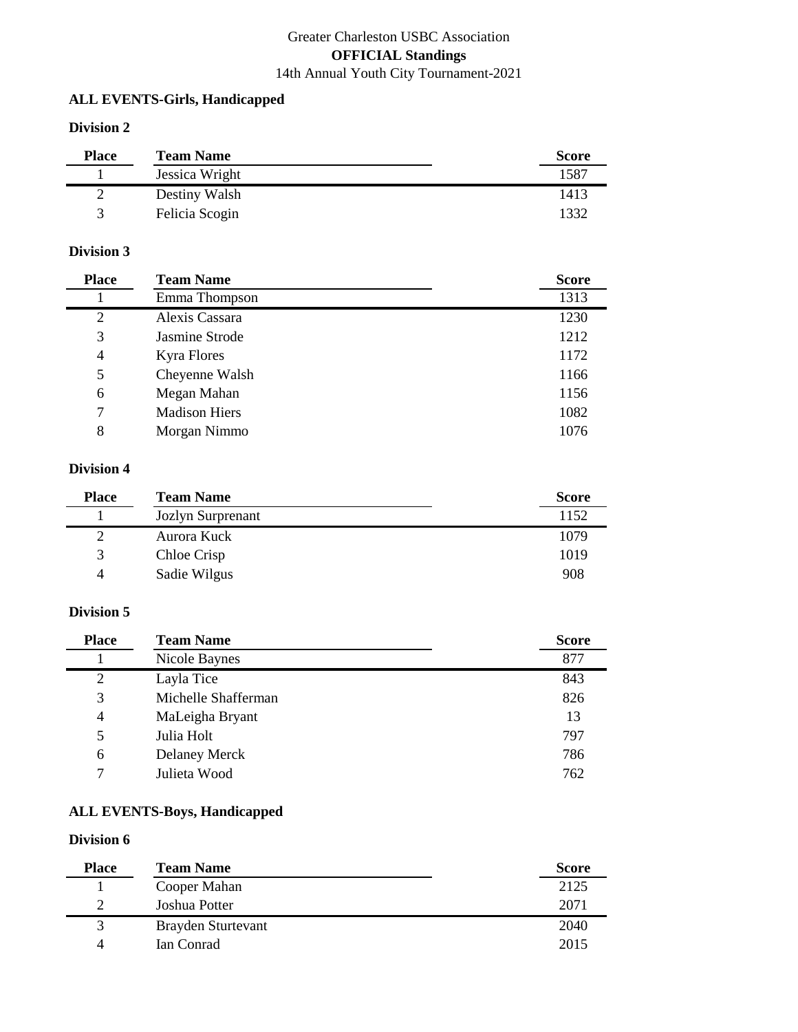Greater Charleston USBC Association

**OFFICIAL Standings**

14th Annual Youth City Tournament-2021

## ALL EVENTS-Girls, Handicapped

### Division 2

| Place | Team Name | Score |
|---|---|---|
| 1 | Jessica Wright | 1587 |
| 2 | Destiny Walsh | 1413 |
| 3 | Felicia Scogin | 1332 |

### Division 3

| Place | Team Name | Score |
|---|---|---|
| 1 | Emma Thompson | 1313 |
| 2 | Alexis Cassara | 1230 |
| 3 | Jasmine Strode | 1212 |
| 4 | Kyra Flores | 1172 |
| 5 | Cheyenne Walsh | 1166 |
| 6 | Megan Mahan | 1156 |
| 7 | Madison Hiers | 1082 |
| 8 | Morgan Nimmo | 1076 |

### Division 4

| Place | Team Name | Score |
|---|---|---|
| 1 | Jozlyn Surprenant | 1152 |
| 2 | Aurora Kuck | 1079 |
| 3 | Chloe Crisp | 1019 |
| 4 | Sadie Wilgus | 908 |

### Division 5

| Place | Team Name | Score |
|---|---|---|
| 1 | Nicole Baynes | 877 |
| 2 | Layla Tice | 843 |
| 3 | Michelle Shafferman | 826 |
| 4 | MaLeigha Bryant | 13 |
| 5 | Julia Holt | 797 |
| 6 | Delaney Merck | 786 |
| 7 | Julieta Wood | 762 |

## ALL EVENTS-Boys, Handicapped

### Division 6

| Place | Team Name | Score |
|---|---|---|
| 1 | Cooper Mahan | 2125 |
| 2 | Joshua Potter | 2071 |
| 3 | Brayden Sturtevant | 2040 |
| 4 | Ian Conrad | 2015 |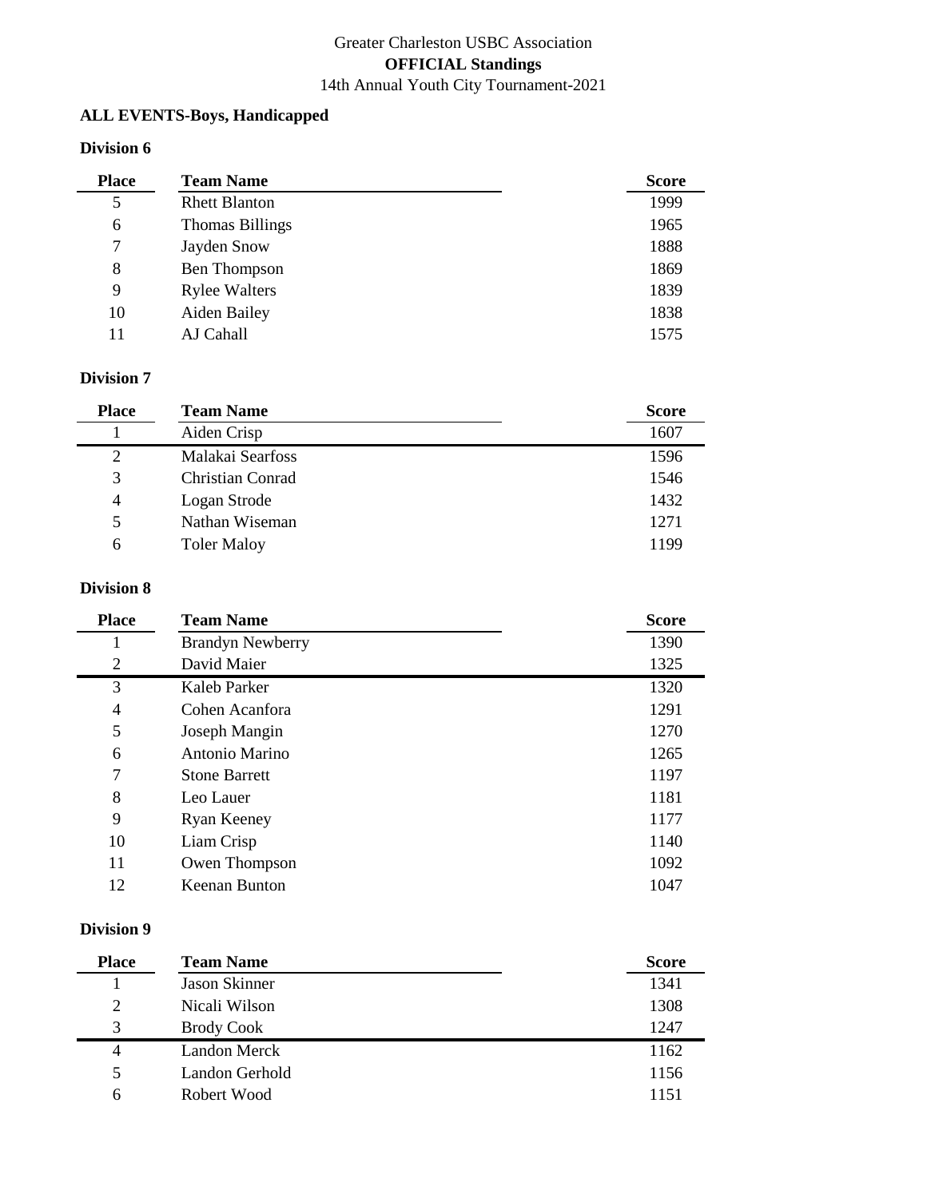Greater Charleston USBC Association

**OFFICIAL Standings**

14th Annual Youth City Tournament-2021

## ALL EVENTS-Boys, Handicapped

### Division 6

| Place | Team Name | Score |
| --- | --- | --- |
| 5 | Rhett Blanton | 1999 |
| 6 | Thomas Billings | 1965 |
| 7 | Jayden Snow | 1888 |
| 8 | Ben Thompson | 1869 |
| 9 | Rylee Walters | 1839 |
| 10 | Aiden Bailey | 1838 |
| 11 | AJ Cahall | 1575 |

### Division 7

| Place | Team Name | Score |
| --- | --- | --- |
| 1 | Aiden Crisp | 1607 |
| 2 | Malakai Searfoss | 1596 |
| 3 | Christian Conrad | 1546 |
| 4 | Logan Strode | 1432 |
| 5 | Nathan Wiseman | 1271 |
| 6 | Toler Maloy | 1199 |

### Division 8

| Place | Team Name | Score |
| --- | --- | --- |
| 1 | Brandyn Newberry | 1390 |
| 2 | David Maier | 1325 |
| 3 | Kaleb Parker | 1320 |
| 4 | Cohen Acanfora | 1291 |
| 5 | Joseph Mangin | 1270 |
| 6 | Antonio Marino | 1265 |
| 7 | Stone Barrett | 1197 |
| 8 | Leo Lauer | 1181 |
| 9 | Ryan Keeney | 1177 |
| 10 | Liam Crisp | 1140 |
| 11 | Owen Thompson | 1092 |
| 12 | Keenan Bunton | 1047 |

### Division 9

| Place | Team Name | Score |
| --- | --- | --- |
| 1 | Jason Skinner | 1341 |
| 2 | Nicali Wilson | 1308 |
| 3 | Brody Cook | 1247 |
| 4 | Landon Merck | 1162 |
| 5 | Landon Gerhold | 1156 |
| 6 | Robert Wood | 1151 |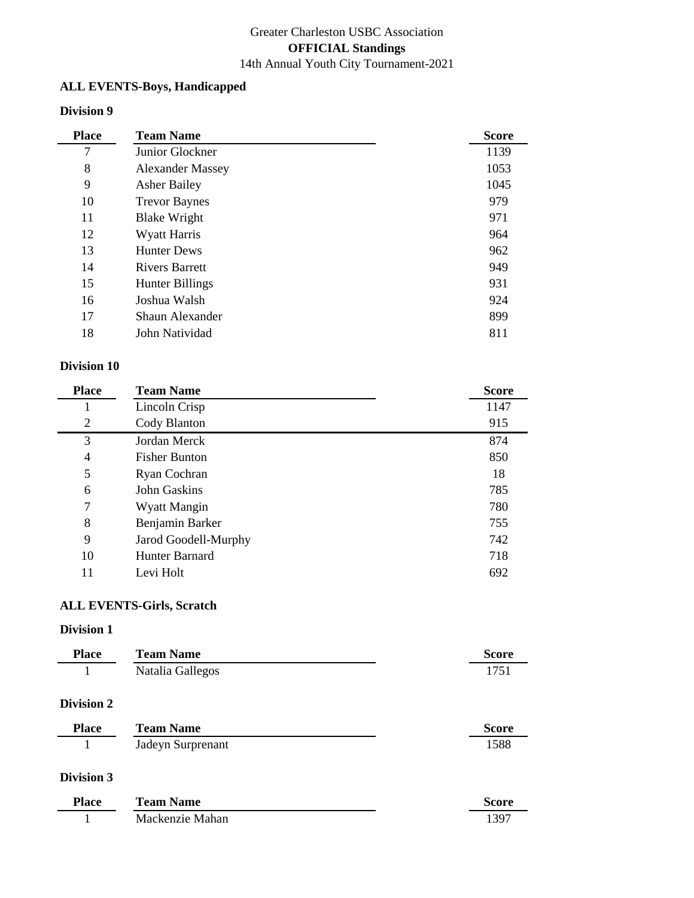Greater Charleston USBC Association
**OFFICIAL Standings**
14th Annual Youth City Tournament-2021

## ALL EVENTS-Boys, Handicapped

### Division 9

| Place | Team Name | Score |
|---|---|---|
| 7 | Junior Glockner | 1139 |
| 8 | Alexander Massey | 1053 |
| 9 | Asher Bailey | 1045 |
| 10 | Trevor Baynes | 979 |
| 11 | Blake Wright | 971 |
| 12 | Wyatt Harris | 964 |
| 13 | Hunter Dews | 962 |
| 14 | Rivers Barrett | 949 |
| 15 | Hunter Billings | 931 |
| 16 | Joshua Walsh | 924 |
| 17 | Shaun Alexander | 899 |
| 18 | John Natividad | 811 |

### Division 10

| Place | Team Name | Score |
|---|---|---|
| 1 | Lincoln Crisp | 1147 |
| 2 | Cody Blanton | 915 |
| 3 | Jordan Merck | 874 |
| 4 | Fisher Bunton | 850 |
| 5 | Ryan Cochran | 18 |
| 6 | John Gaskins | 785 |
| 7 | Wyatt Mangin | 780 |
| 8 | Benjamin Barker | 755 |
| 9 | Jarod Goodell-Murphy | 742 |
| 10 | Hunter Barnard | 718 |
| 11 | Levi Holt | 692 |

## ALL EVENTS-Girls, Scratch

### Division 1

| Place | Team Name | Score |
|---|---|---|
| 1 | Natalia Gallegos | 1751 |

### Division 2

| Place | Team Name | Score |
|---|---|---|
| 1 | Jadeyn Surprenant | 1588 |

### Division 3

| Place | Team Name | Score |
|---|---|---|
| 1 | Mackenzie Mahan | 1397 |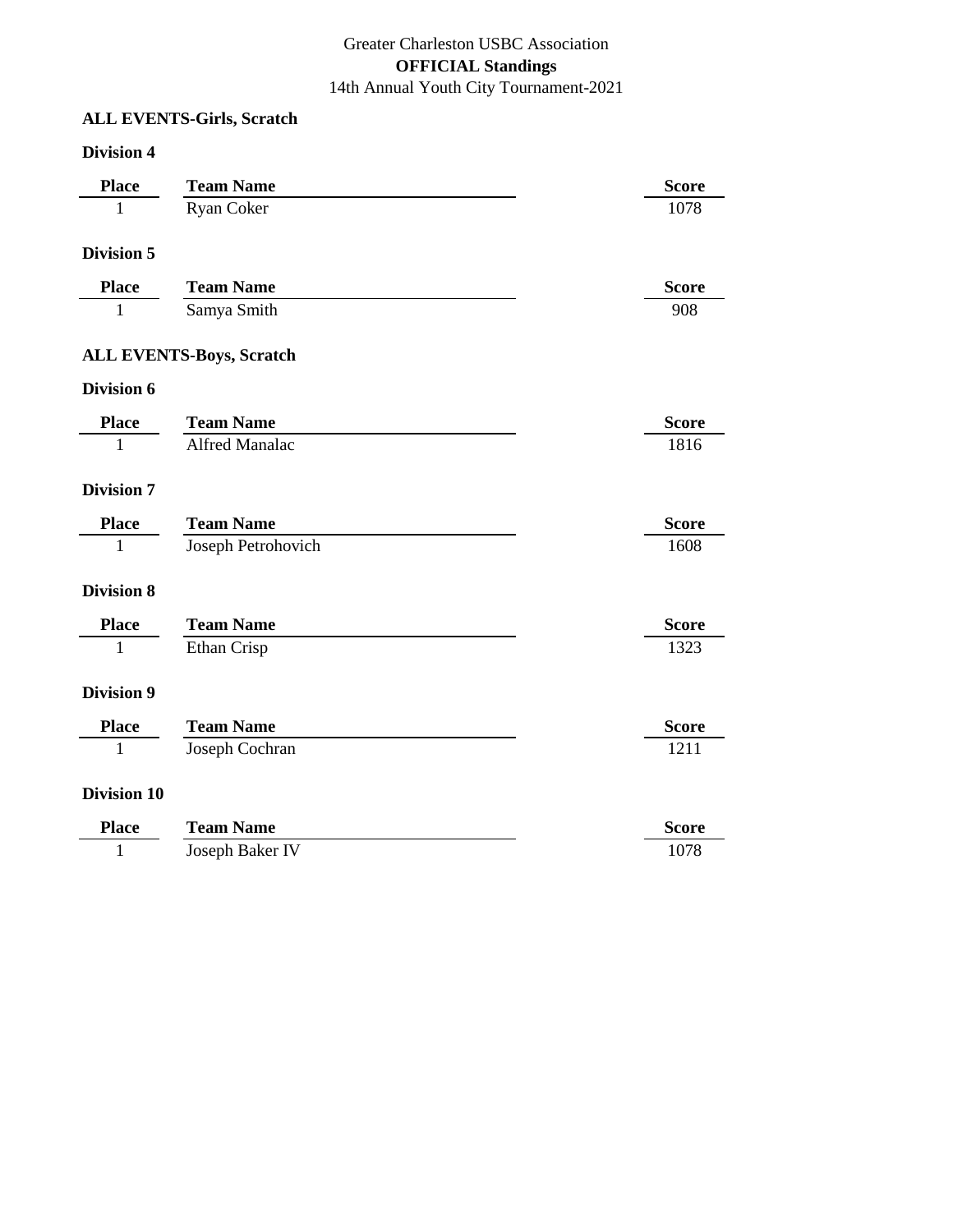Greater Charleston USBC Association

**OFFICIAL Standings**

14th Annual Youth City Tournament-2021

## ALL EVENTS-Girls, Scratch

### Division 4

| Place | Team Name | Score |
|---|---|---|
| 1 | Ryan Coker | 1078 |

### Division 5

| Place | Team Name | Score |
|---|---|---|
| 1 | Samya Smith | 908 |

## ALL EVENTS-Boys, Scratch

### Division 6

| Place | Team Name | Score |
|---|---|---|
| 1 | Alfred Manalac | 1816 |

### Division 7

| Place | Team Name | Score |
|---|---|---|
| 1 | Joseph Petrohovich | 1608 |

### Division 8

| Place | Team Name | Score |
|---|---|---|
| 1 | Ethan Crisp | 1323 |

### Division 9

| Place | Team Name | Score |
|---|---|---|
| 1 | Joseph Cochran | 1211 |

### Division 10

| Place | Team Name | Score |
|---|---|---|
| 1 | Joseph Baker IV | 1078 |